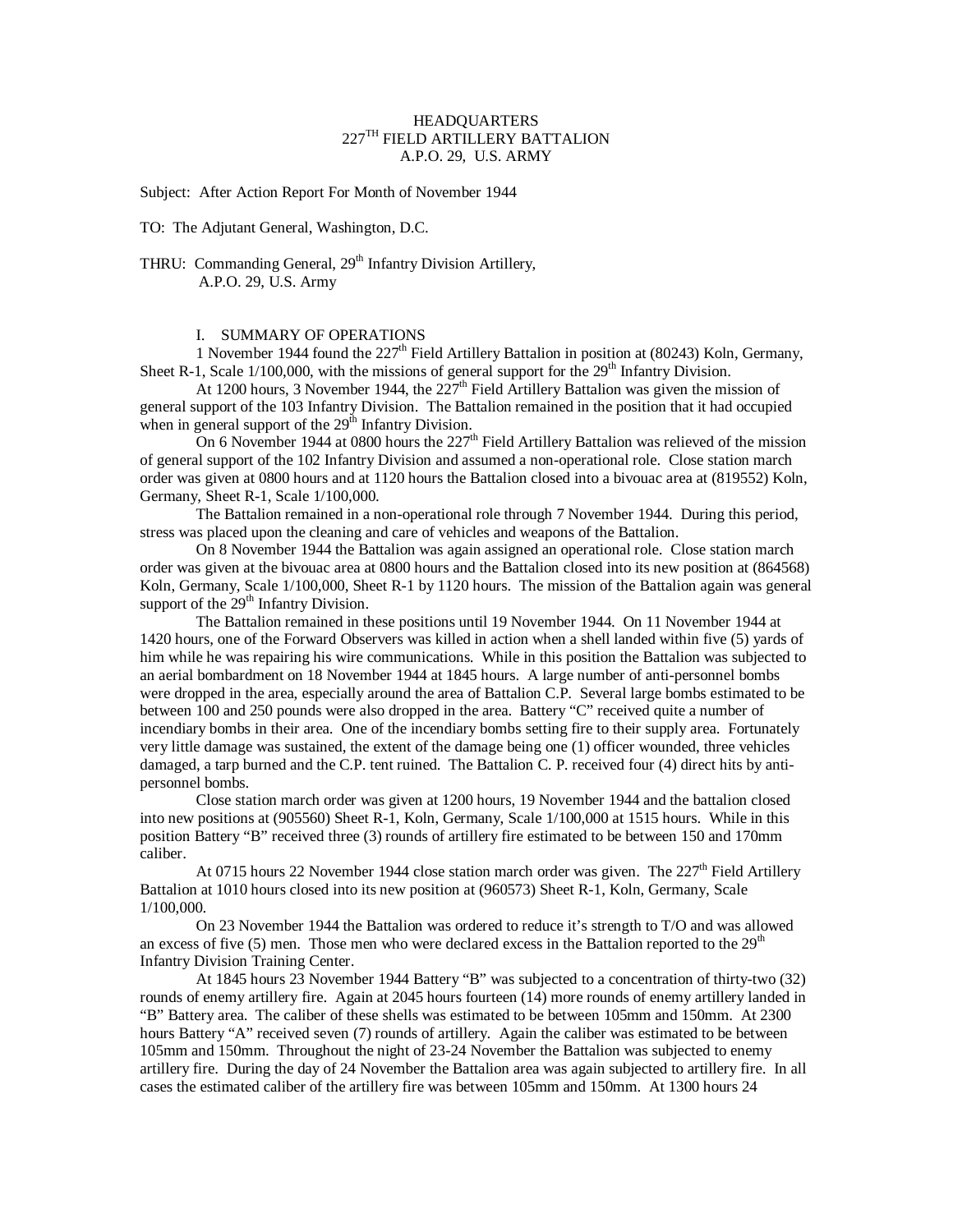HEADQUARTERS
227TH FIELD ARTILLERY BATTALION
A.P.O. 29, U.S. ARMY

Subject: After Action Report For Month of November 1944

TO: The Adjutant General, Washington, D.C.

THRU: Commanding General, 29th Infantry Division Artillery,
A.P.O. 29, U.S. Army

## I. SUMMARY OF OPERATIONS

1 November 1944 found the 227th Field Artillery Battalion in position at (80243) Koln, Germany, Sheet R-1, Scale 1/100,000, with the missions of general support for the 29th Infantry Division.

At 1200 hours, 3 November 1944, the 227th Field Artillery Battalion was given the mission of general support of the 103 Infantry Division. The Battalion remained in the position that it had occupied when in general support of the 29th Infantry Division.

On 6 November 1944 at 0800 hours the 227th Field Artillery Battalion was relieved of the mission of general support of the 102 Infantry Division and assumed a non-operational role. Close station march order was given at 0800 hours and at 1120 hours the Battalion closed into a bivouac area at (819552) Koln, Germany, Sheet R-1, Scale 1/100,000.

The Battalion remained in a non-operational role through 7 November 1944. During this period, stress was placed upon the cleaning and care of vehicles and weapons of the Battalion.

On 8 November 1944 the Battalion was again assigned an operational role. Close station march order was given at the bivouac area at 0800 hours and the Battalion closed into its new position at (864568) Koln, Germany, Scale 1/100,000, Sheet R-1 by 1120 hours. The mission of the Battalion again was general support of the 29th Infantry Division.

The Battalion remained in these positions until 19 November 1944. On 11 November 1944 at 1420 hours, one of the Forward Observers was killed in action when a shell landed within five (5) yards of him while he was repairing his wire communications. While in this position the Battalion was subjected to an aerial bombardment on 18 November 1944 at 1845 hours. A large number of anti-personnel bombs were dropped in the area, especially around the area of Battalion C.P. Several large bombs estimated to be between 100 and 250 pounds were also dropped in the area. Battery "C" received quite a number of incendiary bombs in their area. One of the incendiary bombs setting fire to their supply area. Fortunately very little damage was sustained, the extent of the damage being one (1) officer wounded, three vehicles damaged, a tarp burned and the C.P. tent ruined. The Battalion C. P. received four (4) direct hits by anti-personnel bombs.

Close station march order was given at 1200 hours, 19 November 1944 and the battalion closed into new positions at (905560) Sheet R-1, Koln, Germany, Scale 1/100,000 at 1515 hours. While in this position Battery "B" received three (3) rounds of artillery fire estimated to be between 150 and 170mm caliber.

At 0715 hours 22 November 1944 close station march order was given. The 227th Field Artillery Battalion at 1010 hours closed into its new position at (960573) Sheet R-1, Koln, Germany, Scale 1/100,000.

On 23 November 1944 the Battalion was ordered to reduce it's strength to T/O and was allowed an excess of five (5) men. Those men who were declared excess in the Battalion reported to the 29th Infantry Division Training Center.

At 1845 hours 23 November 1944 Battery "B" was subjected to a concentration of thirty-two (32) rounds of enemy artillery fire. Again at 2045 hours fourteen (14) more rounds of enemy artillery landed in "B" Battery area. The caliber of these shells was estimated to be between 105mm and 150mm. At 2300 hours Battery "A" received seven (7) rounds of artillery. Again the caliber was estimated to be between 105mm and 150mm. Throughout the night of 23-24 November the Battalion was subjected to enemy artillery fire. During the day of 24 November the Battalion area was again subjected to artillery fire. In all cases the estimated caliber of the artillery fire was between 105mm and 150mm. At 1300 hours 24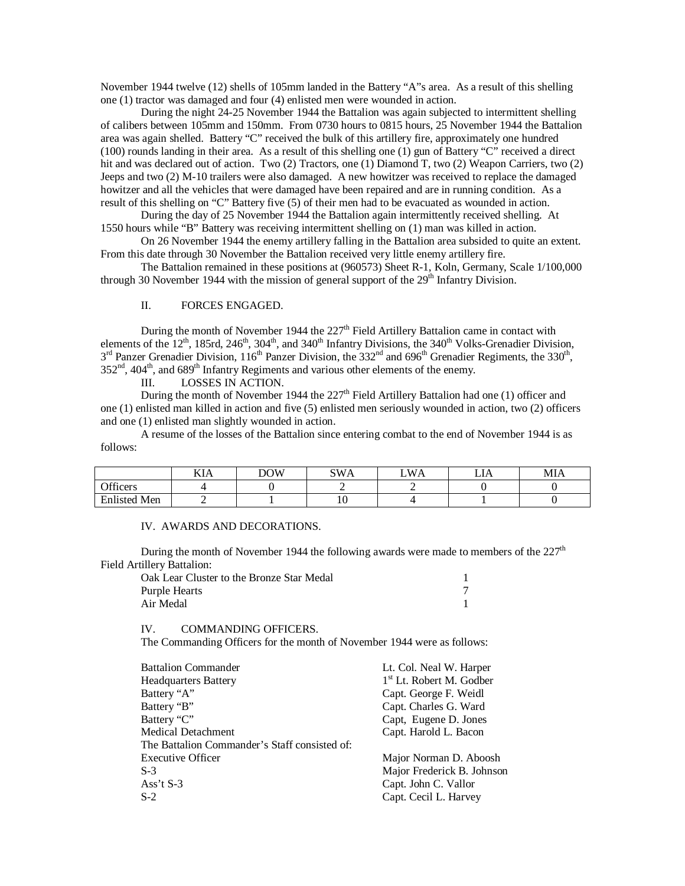November 1944 twelve (12) shells of 105mm landed in the Battery "A"s area. As a result of this shelling one (1) tractor was damaged and four (4) enlisted men were wounded in action.

During the night 24-25 November 1944 the Battalion was again subjected to intermittent shelling of calibers between 105mm and 150mm. From 0730 hours to 0815 hours, 25 November 1944 the Battalion area was again shelled. Battery "C" received the bulk of this artillery fire, approximately one hundred (100) rounds landing in their area. As a result of this shelling one (1) gun of Battery "C" received a direct hit and was declared out of action. Two (2) Tractors, one (1) Diamond T, two (2) Weapon Carriers, two (2) Jeeps and two (2) M-10 trailers were also damaged. A new howitzer was received to replace the damaged howitzer and all the vehicles that were damaged have been repaired and are in running condition. As a result of this shelling on "C" Battery five (5) of their men had to be evacuated as wounded in action.

During the day of 25 November 1944 the Battalion again intermittently received shelling. At 1550 hours while "B" Battery was receiving intermittent shelling on (1) man was killed in action.

On 26 November 1944 the enemy artillery falling in the Battalion area subsided to quite an extent. From this date through 30 November the Battalion received very little enemy artillery fire.

The Battalion remained in these positions at (960573) Sheet R-1, Koln, Germany, Scale 1/100,000 through 30 November 1944 with the mission of general support of the 29th Infantry Division.

## II. FORCES ENGAGED.

During the month of November 1944 the 227th Field Artillery Battalion came in contact with elements of the 12th, 185rd, 246th, 304th, and 340th Infantry Divisions, the 340th Volks-Grenadier Division, 3rd Panzer Grenadier Division, 116th Panzer Division, the 332nd and 696th Grenadier Regiments, the 330th, 352nd, 404th, and 689th Infantry Regiments and various other elements of the enemy.

## III. LOSSES IN ACTION.

During the month of November 1944 the 227th Field Artillery Battalion had one (1) officer and one (1) enlisted man killed in action and five (5) enlisted men seriously wounded in action, two (2) officers and one (1) enlisted man slightly wounded in action.

A resume of the losses of the Battalion since entering combat to the end of November 1944 is as follows:

| | KIA | DOW | SWA | LWA | LIA | MIA |
|---|---|---|---|---|---|---|
| Officers | 4 | 0 | 2 | 2 | 0 | 0 |
| Enlisted Men | 2 | 1 | 10 | 4 | 1 | 0 |

## IV. AWARDS AND DECORATIONS.

During the month of November 1944 the following awards were made to members of the 227th Field Artillery Battalion:

| | |
|---|---|
| Oak Lear Cluster to the Bronze Star Medal | 1 |
| Purple Hearts | 7 |
| Air Medal | 1 |

## IV. COMMANDING OFFICERS.

The Commanding Officers for the month of November 1944 were as follows:

| | |
|---|---|
| Battalion Commander | Lt. Col. Neal W. Harper |
| Headquarters Battery | 1st Lt. Robert M. Godber |
| Battery "A" | Capt. George F. Weidl |
| Battery "B" | Capt. Charles G. Ward |
| Battery "C" | Capt, Eugene D. Jones |
| Medical Detachment | Capt. Harold L. Bacon |

The Battalion Commander's Staff consisted of:

| | |
|---|---|
| Executive Officer | Major Norman D. Aboosh |
| S-3 | Major Frederick B. Johnson |
| Ass't S-3 | Capt. John C. Vallor |
| S-2 | Capt. Cecil L. Harvey |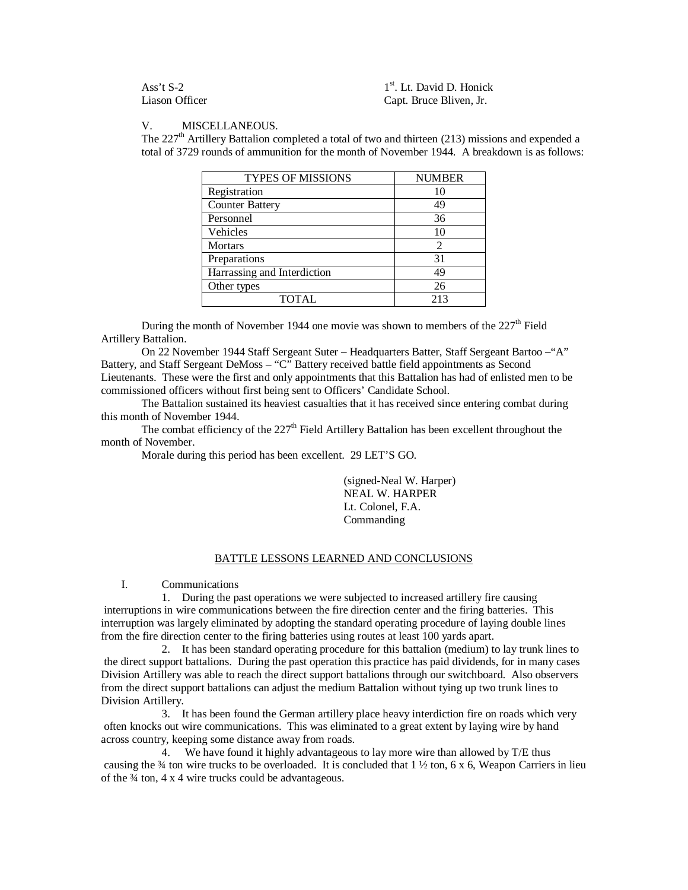| | |
|---|---|
| Ass't S-2 | 1st. Lt. David D. Honick |
| Liason Officer | Capt. Bruce Bliven, Jr. |

V. MISCELLANEOUS.

The 227th Artillery Battalion completed a total of two and thirteen (213) missions and expended a total of 3729 rounds of ammunition for the month of November 1944. A breakdown is as follows:

| TYPES OF MISSIONS | NUMBER |
|---|---|
| Registration | 10 |
| Counter Battery | 49 |
| Personnel | 36 |
| Vehicles | 10 |
| Mortars | 2 |
| Preparations | 31 |
| Harrassing and Interdiction | 49 |
| Other types | 26 |
| TOTAL | 213 |

During the month of November 1944 one movie was shown to members of the 227th Field Artillery Battalion.

On 22 November 1944 Staff Sergeant Suter – Headquarters Batter, Staff Sergeant Bartoo –"A" Battery, and Staff Sergeant DeMoss – "C" Battery received battle field appointments as Second Lieutenants. These were the first and only appointments that this Battalion has had of enlisted men to be commissioned officers without first being sent to Officers' Candidate School.

The Battalion sustained its heaviest casualties that it has received since entering combat during this month of November 1944.

The combat efficiency of the 227th Field Artillery Battalion has been excellent throughout the month of November.

Morale during this period has been excellent. 29 LET'S GO.

(signed-Neal W. Harper)
NEAL W. HARPER
Lt. Colonel, F.A.
Commanding

## BATTLE LESSONS LEARNED AND CONCLUSIONS

I. Communications

1. During the past operations we were subjected to increased artillery fire causing interruptions in wire communications between the fire direction center and the firing batteries. This interruption was largely eliminated by adopting the standard operating procedure of laying double lines from the fire direction center to the firing batteries using routes at least 100 yards apart.

2. It has been standard operating procedure for this battalion (medium) to lay trunk lines to the direct support battalions. During the past operation this practice has paid dividends, for in many cases Division Artillery was able to reach the direct support battalions through our switchboard. Also observers from the direct support battalions can adjust the medium Battalion without tying up two trunk lines to Division Artillery.

3. It has been found the German artillery place heavy interdiction fire on roads which very often knocks out wire communications. This was eliminated to a great extent by laying wire by hand across country, keeping some distance away from roads.

4. We have found it highly advantageous to lay more wire than allowed by T/E thus causing the ¾ ton wire trucks to be overloaded. It is concluded that 1 ½ ton, 6 x 6, Weapon Carriers in lieu of the ¾ ton, 4 x 4 wire trucks could be advantageous.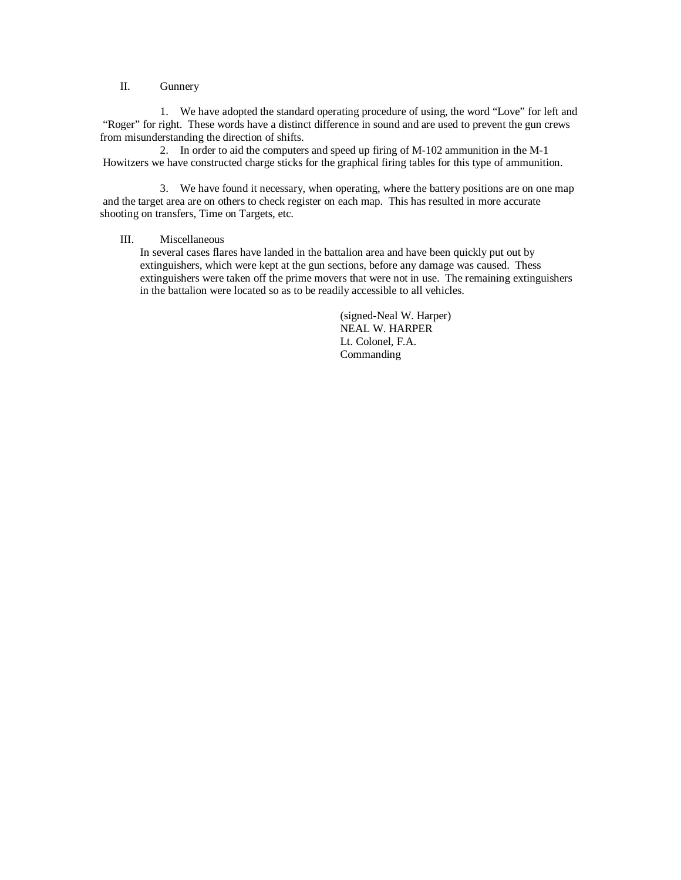II. Gunnery

1. We have adopted the standard operating procedure of using, the word "Love" for left and "Roger" for right. These words have a distinct difference in sound and are used to prevent the gun crews from misunderstanding the direction of shifts.

2. In order to aid the computers and speed up firing of M-102 ammunition in the M-1 Howitzers we have constructed charge sticks for the graphical firing tables for this type of ammunition.

3. We have found it necessary, when operating, where the battery positions are on one map and the target area are on others to check register on each map. This has resulted in more accurate shooting on transfers, Time on Targets, etc.

III. Miscellaneous

In several cases flares have landed in the battalion area and have been quickly put out by extinguishers, which were kept at the gun sections, before any damage was caused. Thess extinguishers were taken off the prime movers that were not in use. The remaining extinguishers in the battalion were located so as to be readily accessible to all vehicles.

(signed-Neal W. Harper)
NEAL W. HARPER
Lt. Colonel, F.A.
Commanding